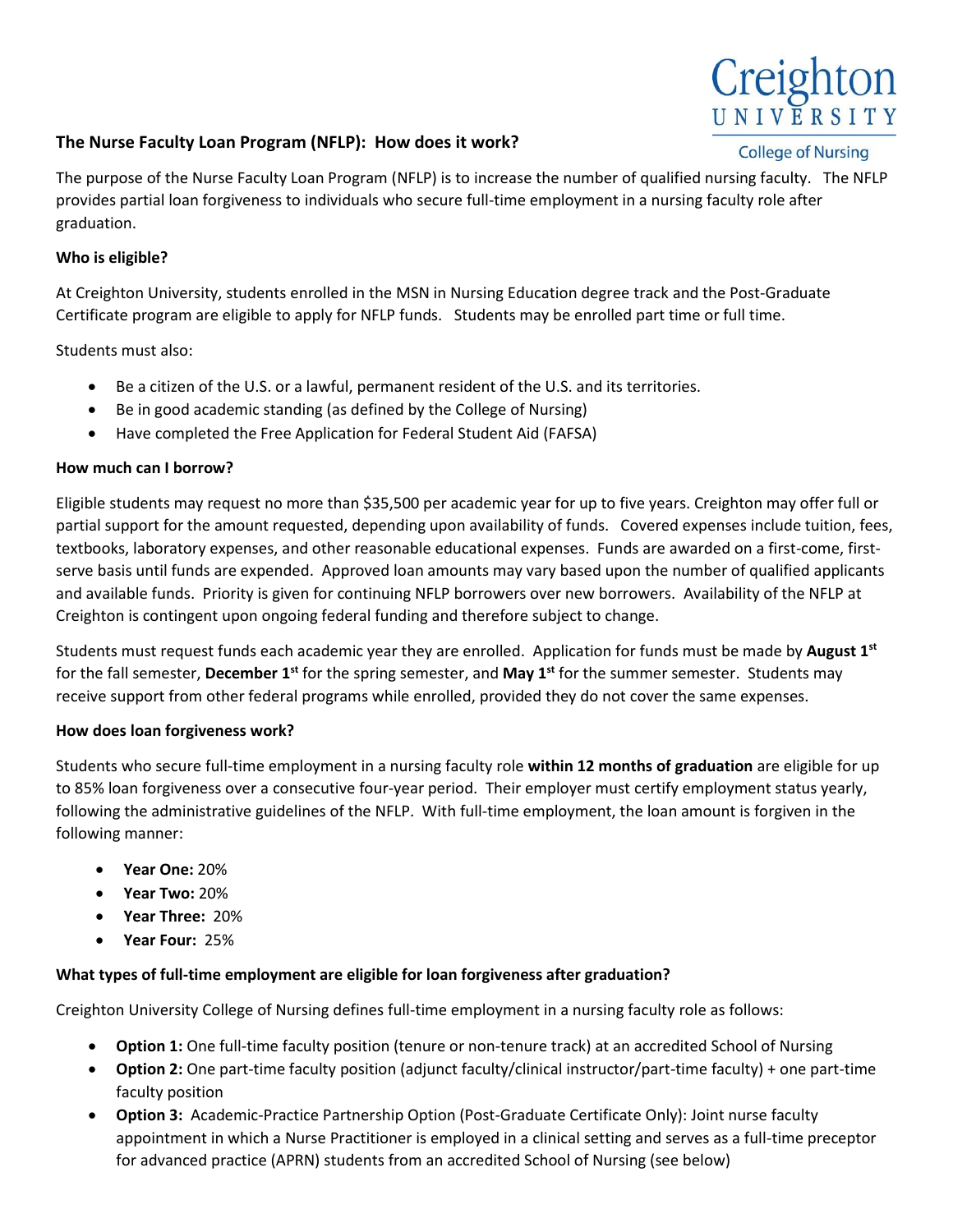Creighton UNIVERSITY College of Nursing

## The Nurse Faculty Loan Program (NFLP): How does it work?

The purpose of the Nurse Faculty Loan Program (NFLP) is to increase the number of qualified nursing faculty. The NFLP provides partial loan forgiveness to individuals who secure full-time employment in a nursing faculty role after graduation.

### Who is eligible?

At Creighton University, students enrolled in the MSN in Nursing Education degree track and the Post-Graduate Certificate program are eligible to apply for NFLP funds. Students may be enrolled part time or full time.

Students must also:

- Be a citizen of the U.S. or a lawful, permanent resident of the U.S. and its territories.
- Be in good academic standing (as defined by the College of Nursing)
- Have completed the Free Application for Federal Student Aid (FAFSA)

### How much can I borrow?

Eligible students may request no more than $35,500 per academic year for up to five years. Creighton may offer full or partial support for the amount requested, depending upon availability of funds. Covered expenses include tuition, fees, textbooks, laboratory expenses, and other reasonable educational expenses. Funds are awarded on a first-come, first-serve basis until funds are expended. Approved loan amounts may vary based upon the number of qualified applicants and available funds. Priority is given for continuing NFLP borrowers over new borrowers. Availability of the NFLP at Creighton is contingent upon ongoing federal funding and therefore subject to change.

Students must request funds each academic year they are enrolled. Application for funds must be made by **August 1st** for the fall semester, **December 1st** for the spring semester, and **May 1st** for the summer semester. Students may receive support from other federal programs while enrolled, provided they do not cover the same expenses.

### How does loan forgiveness work?

Students who secure full-time employment in a nursing faculty role **within 12 months of graduation** are eligible for up to 85% loan forgiveness over a consecutive four-year period. Their employer must certify employment status yearly, following the administrative guidelines of the NFLP. With full-time employment, the loan amount is forgiven in the following manner:

- **Year One:** 20%
- **Year Two:** 20%
- **Year Three:** 20%
- **Year Four:** 25%

### What types of full-time employment are eligible for loan forgiveness after graduation?

Creighton University College of Nursing defines full-time employment in a nursing faculty role as follows:

- **Option 1:** One full-time faculty position (tenure or non-tenure track) at an accredited School of Nursing
- **Option 2:** One part-time faculty position (adjunct faculty/clinical instructor/part-time faculty) + one part-time faculty position
- **Option 3:** Academic-Practice Partnership Option (Post-Graduate Certificate Only): Joint nurse faculty appointment in which a Nurse Practitioner is employed in a clinical setting and serves as a full-time preceptor for advanced practice (APRN) students from an accredited School of Nursing (see below)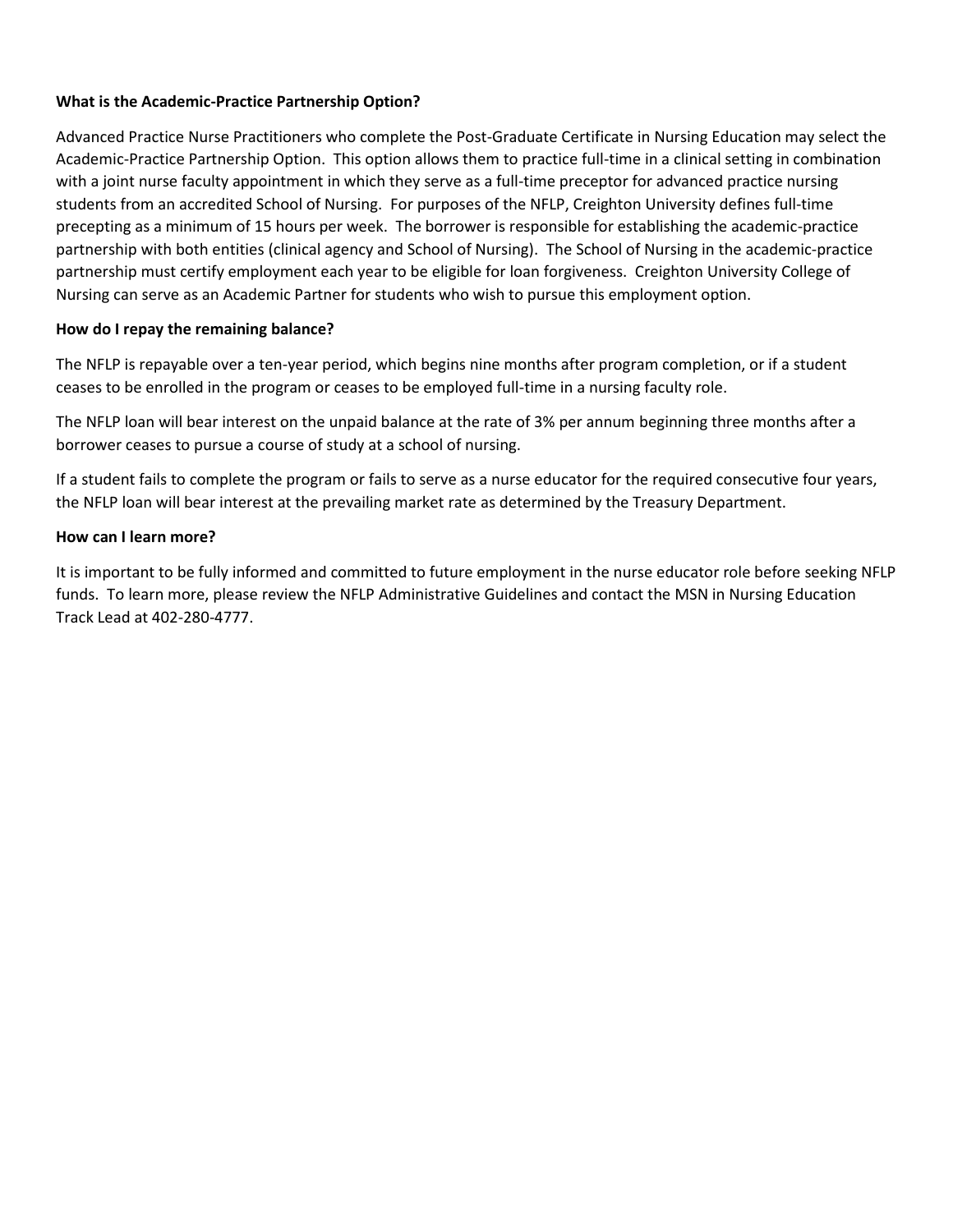**What is the Academic-Practice Partnership Option?**

Advanced Practice Nurse Practitioners who complete the Post-Graduate Certificate in Nursing Education may select the Academic-Practice Partnership Option. This option allows them to practice full-time in a clinical setting in combination with a joint nurse faculty appointment in which they serve as a full-time preceptor for advanced practice nursing students from an accredited School of Nursing. For purposes of the NFLP, Creighton University defines full-time precepting as a minimum of 15 hours per week. The borrower is responsible for establishing the academic-practice partnership with both entities (clinical agency and School of Nursing). The School of Nursing in the academic-practice partnership must certify employment each year to be eligible for loan forgiveness. Creighton University College of Nursing can serve as an Academic Partner for students who wish to pursue this employment option.

**How do I repay the remaining balance?**

The NFLP is repayable over a ten-year period, which begins nine months after program completion, or if a student ceases to be enrolled in the program or ceases to be employed full-time in a nursing faculty role.

The NFLP loan will bear interest on the unpaid balance at the rate of 3% per annum beginning three months after a borrower ceases to pursue a course of study at a school of nursing.

If a student fails to complete the program or fails to serve as a nurse educator for the required consecutive four years, the NFLP loan will bear interest at the prevailing market rate as determined by the Treasury Department.

**How can I learn more?**

It is important to be fully informed and committed to future employment in the nurse educator role before seeking NFLP funds. To learn more, please review the NFLP Administrative Guidelines and contact the MSN in Nursing Education Track Lead at 402-280-4777.